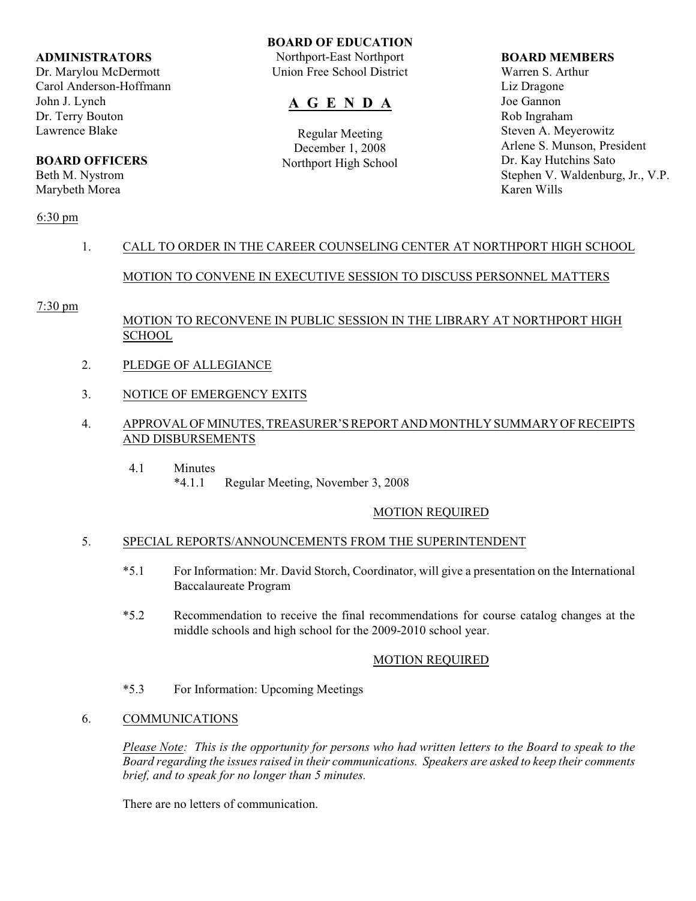**ADMINISTRATORS**
Dr. Marylou McDermott
Carol Anderson-Hoffmann
John J. Lynch
Dr. Terry Bouton
Lawrence Blake

**BOARD OFFICERS**
Beth M. Nystrom
Marybeth Morea

**BOARD OF EDUCATION**
Northport-East Northport
Union Free School District

# A G E N D A

Regular Meeting
December 1, 2008
Northport High School

**BOARD MEMBERS**
Warren S. Arthur
Liz Dragone
Joe Gannon
Rob Ingraham
Steven A. Meyerowitz
Arlene S. Munson, President
Dr. Kay Hutchins Sato
Stephen V. Waldenburg, Jr., V.P.
Karen Wills

6:30 pm

1. CALL TO ORDER IN THE CAREER COUNSELING CENTER AT NORTHPORT HIGH SCHOOL

   MOTION TO CONVENE IN EXECUTIVE SESSION TO DISCUSS PERSONNEL MATTERS

7:30 pm

   MOTION TO RECONVENE IN PUBLIC SESSION IN THE LIBRARY AT NORTHPORT HIGH SCHOOL

2. PLEDGE OF ALLEGIANCE

3. NOTICE OF EMERGENCY EXITS

4. APPROVAL OF MINUTES, TREASURER'S REPORT AND MONTHLY SUMMARY OF RECEIPTS AND DISBURSEMENTS

   4.1 Minutes
   *4.1.1 Regular Meeting, November 3, 2008

   MOTION REQUIRED

5. SPECIAL REPORTS/ANNOUNCEMENTS FROM THE SUPERINTENDENT

   *5.1 For Information: Mr. David Storch, Coordinator, will give a presentation on the International Baccalaureate Program

   *5.2 Recommendation to receive the final recommendations for course catalog changes at the middle schools and high school for the 2009-2010 school year.

   MOTION REQUIRED

   *5.3 For Information: Upcoming Meetings

6. COMMUNICATIONS

   *Please Note: This is the opportunity for persons who had written letters to the Board to speak to the Board regarding the issues raised in their communications. Speakers are asked to keep their comments brief, and to speak for no longer than 5 minutes.*

   There are no letters of communication.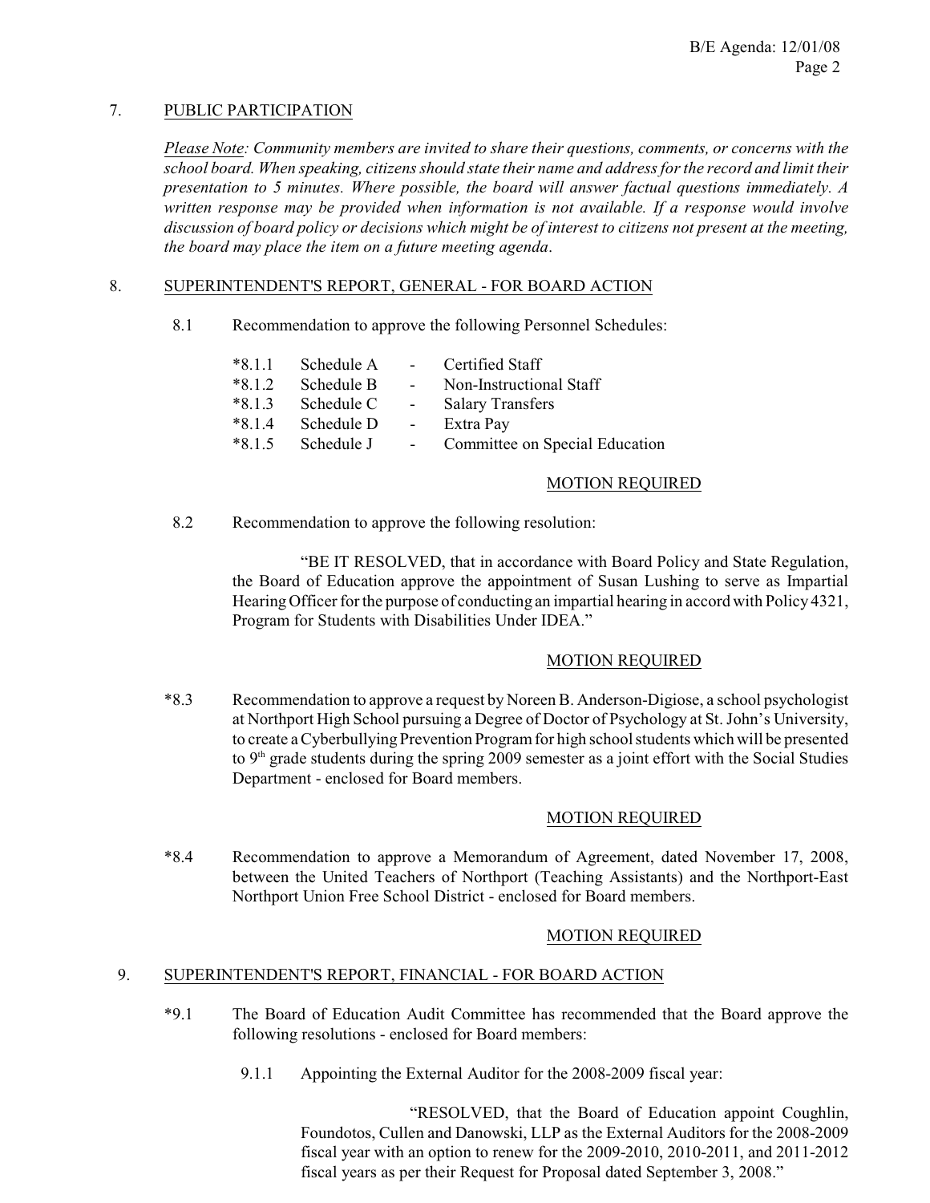7. PUBLIC PARTICIPATION

*Please Note: Community members are invited to share their questions, comments, or concerns with the school board. When speaking, citizens should state their name and address for the record and limit their presentation to 5 minutes. Where possible, the board will answer factual questions immediately. A written response may be provided when information is not available. If a response would involve discussion of board policy or decisions which might be of interest to citizens not present at the meeting, the board may place the item on a future meeting agenda.*

8. SUPERINTENDENT'S REPORT, GENERAL - FOR BOARD ACTION

8.1 Recommendation to approve the following Personnel Schedules:

*8.1.1 Schedule A - Certified Staff
*8.1.2 Schedule B - Non-Instructional Staff
*8.1.3 Schedule C - Salary Transfers
*8.1.4 Schedule D - Extra Pay
*8.1.5 Schedule J - Committee on Special Education

MOTION REQUIRED

8.2 Recommendation to approve the following resolution:

"BE IT RESOLVED, that in accordance with Board Policy and State Regulation, the Board of Education approve the appointment of Susan Lushing to serve as Impartial Hearing Officer for the purpose of conducting an impartial hearing in accord with Policy 4321, Program for Students with Disabilities Under IDEA."

MOTION REQUIRED

*8.3 Recommendation to approve a request by Noreen B. Anderson-Digiose, a school psychologist at Northport High School pursuing a Degree of Doctor of Psychology at St. John's University, to create a Cyberbullying Prevention Program for high school students which will be presented to 9th grade students during the spring 2009 semester as a joint effort with the Social Studies Department - enclosed for Board members.

MOTION REQUIRED

*8.4 Recommendation to approve a Memorandum of Agreement, dated November 17, 2008, between the United Teachers of Northport (Teaching Assistants) and the Northport-East Northport Union Free School District - enclosed for Board members.

MOTION REQUIRED

9. SUPERINTENDENT'S REPORT, FINANCIAL - FOR BOARD ACTION

*9.1 The Board of Education Audit Committee has recommended that the Board approve the following resolutions - enclosed for Board members:

9.1.1 Appointing the External Auditor for the 2008-2009 fiscal year:

"RESOLVED, that the Board of Education appoint Coughlin, Foundotos, Cullen and Danowski, LLP as the External Auditors for the 2008-2009 fiscal year with an option to renew for the 2009-2010, 2010-2011, and 2011-2012 fiscal years as per their Request for Proposal dated September 3, 2008."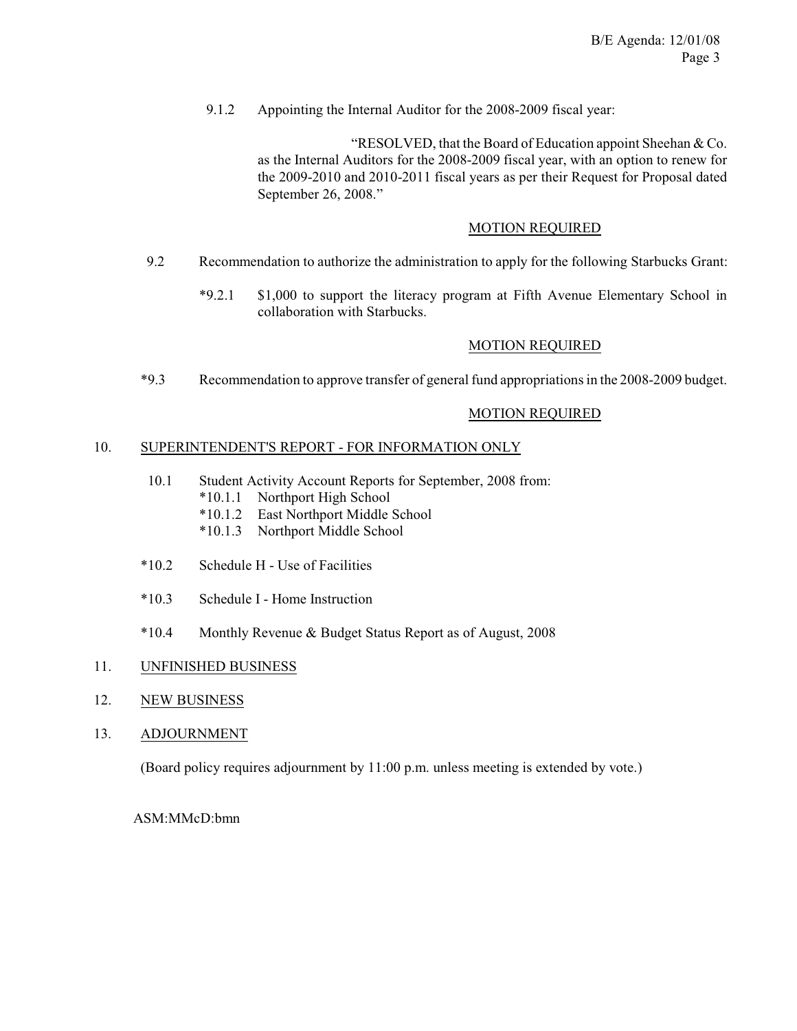9.1.2 Appointing the Internal Auditor for the 2008-2009 fiscal year:

"RESOLVED, that the Board of Education appoint Sheehan & Co. as the Internal Auditors for the 2008-2009 fiscal year, with an option to renew for the 2009-2010 and 2010-2011 fiscal years as per their Request for Proposal dated September 26, 2008."

MOTION REQUIRED

9.2 Recommendation to authorize the administration to apply for the following Starbucks Grant:

*9.2.1 $1,000 to support the literacy program at Fifth Avenue Elementary School in collaboration with Starbucks.

MOTION REQUIRED

*9.3 Recommendation to approve transfer of general fund appropriations in the 2008-2009 budget.

MOTION REQUIRED

10. SUPERINTENDENT'S REPORT - FOR INFORMATION ONLY

10.1 Student Activity Account Reports for September, 2008 from:
*10.1.1 Northport High School
*10.1.2 East Northport Middle School
*10.1.3 Northport Middle School

*10.2 Schedule H - Use of Facilities

*10.3 Schedule I - Home Instruction

*10.4 Monthly Revenue & Budget Status Report as of August, 2008

11. UNFINISHED BUSINESS

12. NEW BUSINESS

13. ADJOURNMENT

(Board policy requires adjournment by 11:00 p.m. unless meeting is extended by vote.)

ASM:MMcD:bmn